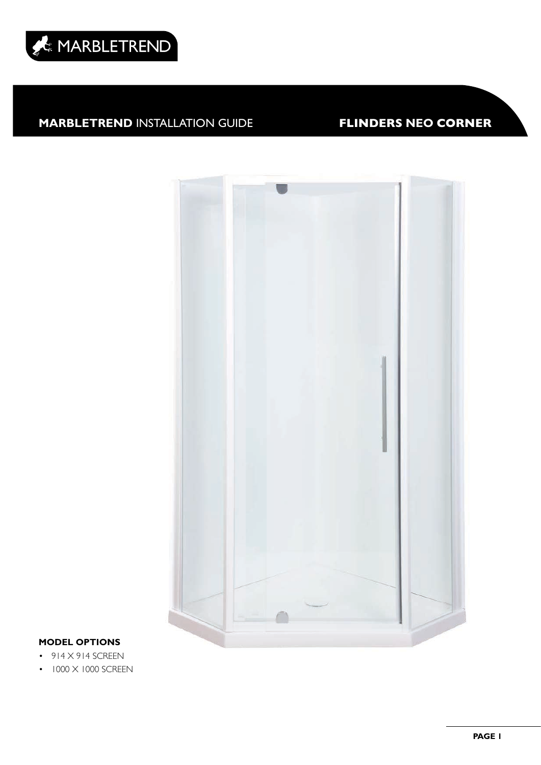MARBLETREND

## **MARBLETREND** INSTALLATION GUIDE **FLINDERS NEO CORNER**

**MODEL OPTIONS**

- 914 X 914 SCREEN
- 1000 X 1000 SCREEN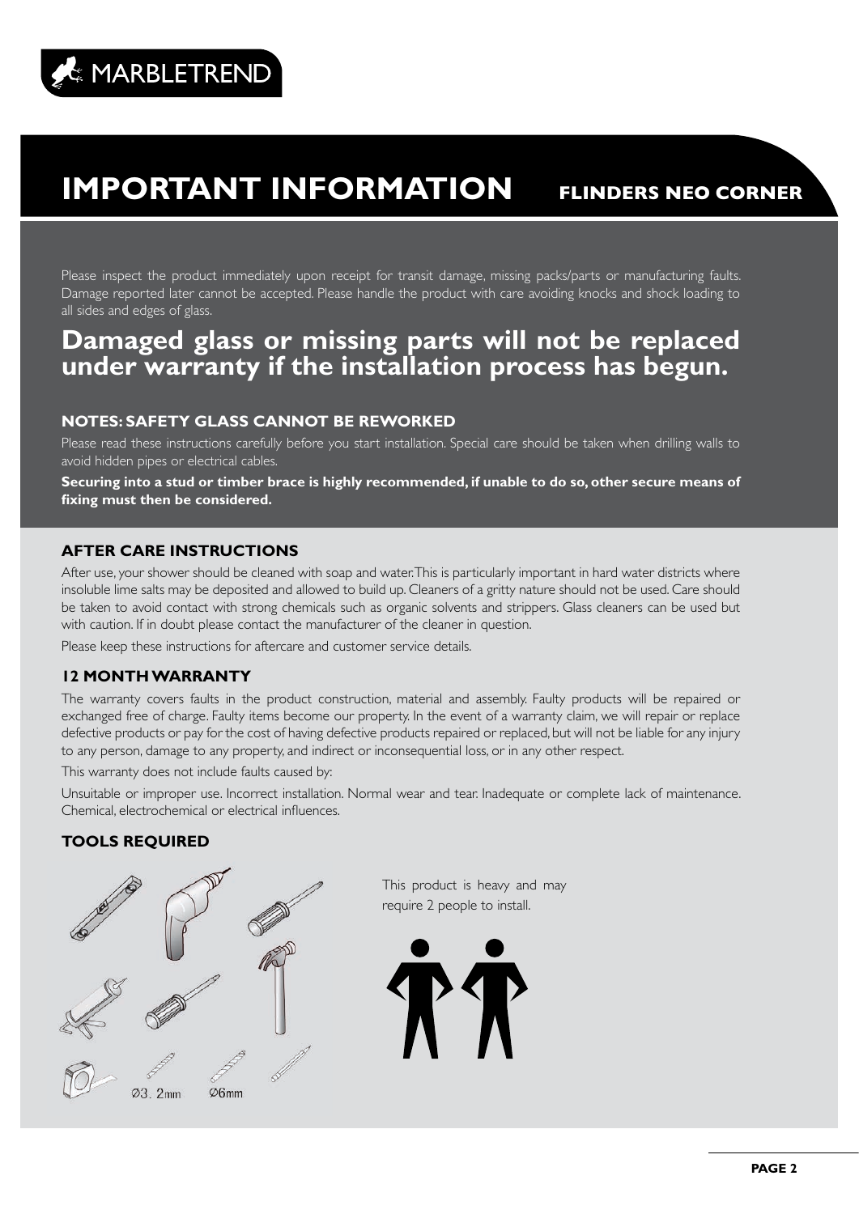MARBLETREND

# IMPORTANT INFORMATION

## FLINDERS NEO CORNER

Please inspect the product immediately upon receipt for transit damage, missing packs/parts or manufacturing faults. Damage reported later cannot be accepted. Please handle the product with care avoiding knocks and shock loading to all sides and edges of glass.

## Damaged glass or missing parts will not be replaced under warranty if the installation process has begun.

### NOTES: SAFETY GLASS CANNOT BE REWORKED

Please read these instructions carefully before you start installation. Special care should be taken when drilling walls to avoid hidden pipes or electrical cables.

**Securing into a stud or timber brace is highly recommended, if unable to do so, other secure means of fixing must then be considered.**

### AFTER CARE INSTRUCTIONS

After use, your shower should be cleaned with soap and water. This is particularly important in hard water districts where insoluble lime salts may be deposited and allowed to build up. Cleaners of a gritty nature should not be used. Care should be taken to avoid contact with strong chemicals such as organic solvents and strippers. Glass cleaners can be used but with caution. If in doubt please contact the manufacturer of the cleaner in question.

Please keep these instructions for aftercare and customer service details.

### 12 MONTH WARRANTY

The warranty covers faults in the product construction, material and assembly. Faulty products will be repaired or exchanged free of charge. Faulty items become our property. In the event of a warranty claim, we will repair or replace defective products or pay for the cost of having defective products repaired or replaced, but will not be liable for any injury to any person, damage to any property, and indirect or inconsequential loss, or in any other respect.

This warranty does not include faults caused by:

Unsuitable or improper use. Incorrect installation. Normal wear and tear. Inadequate or complete lack of maintenance. Chemical, electrochemical or electrical influences.

### TOOLS REQUIRED

Ø3. 2mm Ø6mm

This product is heavy and may require 2 people to install.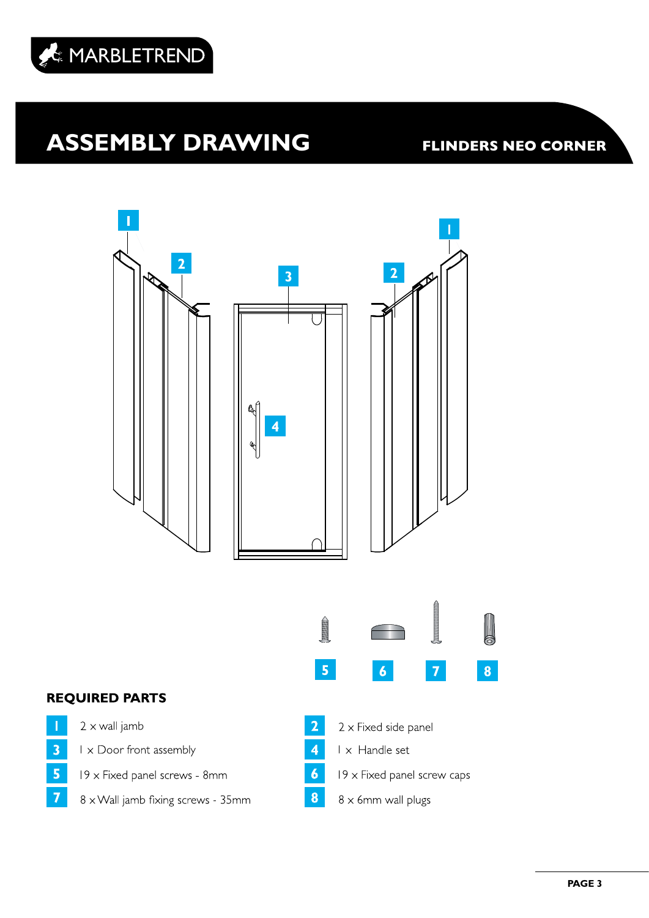MARBLETREND

# ASSEMBLY DRAWING

**FLINDERS NEO CORNER**

## REQUIRED PARTS

- **1** 2 x wall jamb
- **2** 2 x Fixed side panel
- **3** 1 x Door front assembly
- **4** 1 x Handle set
- **5** 19 x Fixed panel screws - 8mm
- **6** 19 x Fixed panel screw caps
- **7** 8 x Wall jamb fixing screws - 35mm
- **8** 8 x 6mm wall plugs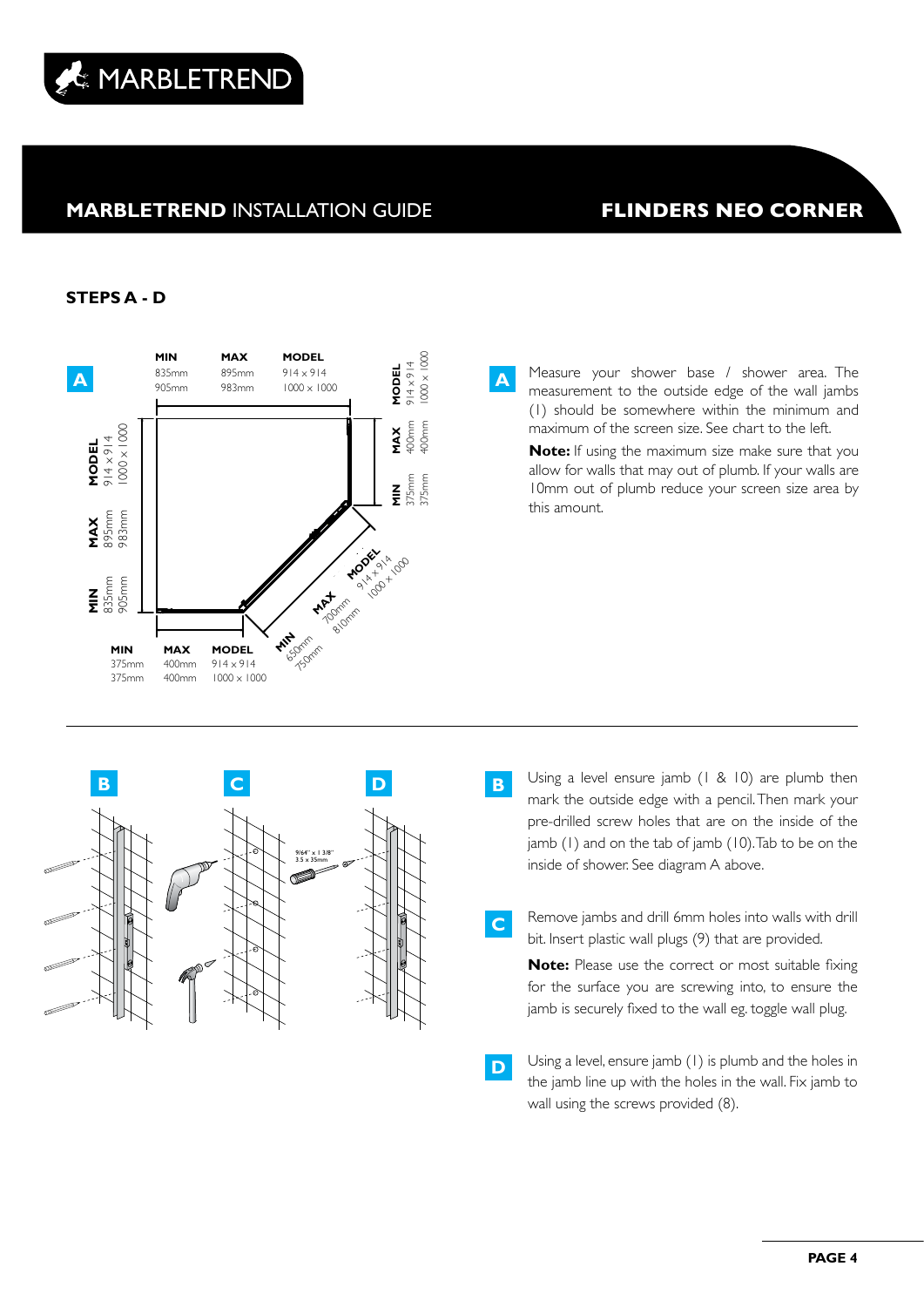# MARBLETREND INSTALLATION GUIDE

## FLINDERS NEO CORNER

### STEPS A - D

**A**

| | MIN | MAX | MODEL |
|---|---|---|---|
| | 835mm | 895mm | 914 x 914 |
| | 905mm | 983mm | 1000 x 1000 |

| | MIN | MAX | MODEL |
|---|---|---|---|
| | 375mm | 400mm | 914 x 914 |
| | 375mm | 400mm | 1000 x 1000 |

| | MIN | MAX | MODEL |
|---|---|---|---|
| | 650mm | 700mm | 914 x 914 |
| | 750mm | 810mm | 1000 x 1000 |

**A** Measure your shower base / shower area. The measurement to the outside edge of the wall jambs (1) should be somewhere within the minimum and maximum of the screen size. See chart to the left.

**Note:** If using the maximum size make sure that you allow for walls that may out of plumb. If your walls are 10mm out of plumb reduce your screen size area by this amount.

**B** **C** **D**

9/64" x 1 3/8"
3.5 x 35mm

**B** Using a level ensure jamb (1 & 10) are plumb then mark the outside edge with a pencil. Then mark your pre-drilled screw holes that are on the inside of the jamb (1) and on the tab of jamb (10). Tab to be on the inside of shower. See diagram A above.

**C** Remove jambs and drill 6mm holes into walls with drill bit. Insert plastic wall plugs (9) that are provided.

**Note:** Please use the correct or most suitable fixing for the surface you are screwing into, to ensure the jamb is securely fixed to the wall eg. toggle wall plug.

**D** Using a level, ensure jamb (1) is plumb and the holes in the jamb line up with the holes in the wall. Fix jamb to wall using the screws provided (8).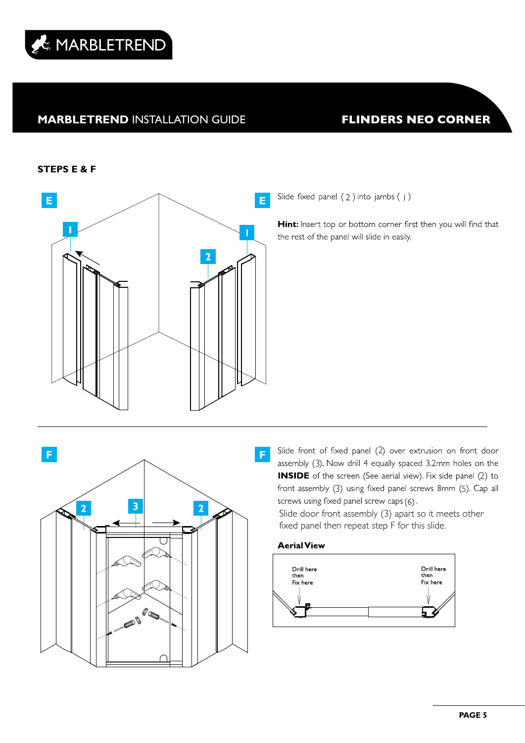## STEPS E & F

**E** Slide fixed panel ( 2 ) into jambs ( 1 )

**Hint:** Insert top or bottom corner first then you will find that the rest of the panel will slide in easily.

**F** Slide front of fixed panel (2) over extrusion on front door assembly (3). Now drill 4 equally spaced 3.2mm holes on the **INSIDE** of the screen (See aerial view). Fix side panel (2) to front assembly (3) using fixed panel screws 8mm (5). Cap all screws using fixed panel screw caps (6).

Slide door front assembly (3) apart so it meets other fixed panel then repeat step F for this slide.

**Aerial View**

Drill here then Fix here

Drill here then Fix here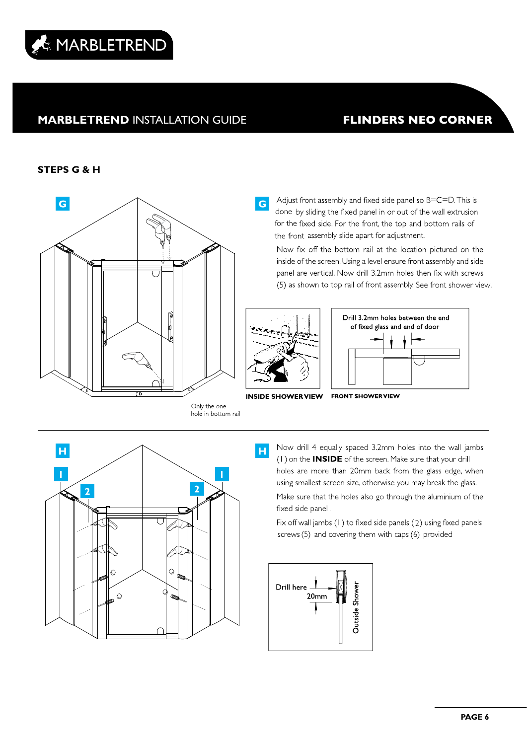## STEPS G & H

**G** Adjust front assembly and fixed side panel so B=C=D. This is done by sliding the fixed panel in or out of the wall extrusion for the fixed side. For the front, the top and bottom rails of the front assembly slide apart for adjustment.

Now fix off the bottom rail at the location pictured on the inside of the screen. Using a level ensure front assembly and side panel are vertical. Now drill 3.2mm holes then fix with screws (5) as shown to top rail of front assembly. See front shower view.

Only the one hole in bottom rail

Drill 3.2mm holes between the end of fixed glass and end of door

**INSIDE SHOWER VIEW** **FRONT SHOWER VIEW**

**H** Now drill 4 equally spaced 3.2mm holes into the wall jambs (1) on the **INSIDE** of the screen. Make sure that your drill holes are more than 20mm back from the glass edge, when using smallest screen size, otherwise you may break the glass.

Make sure that the holes also go through the aluminium of the fixed side panel.

Fix off wall jambs (1) to fixed side panels (2) using fixed panels screws (5) and covering them with caps (6) provided

Drill here 20mm Outside Shower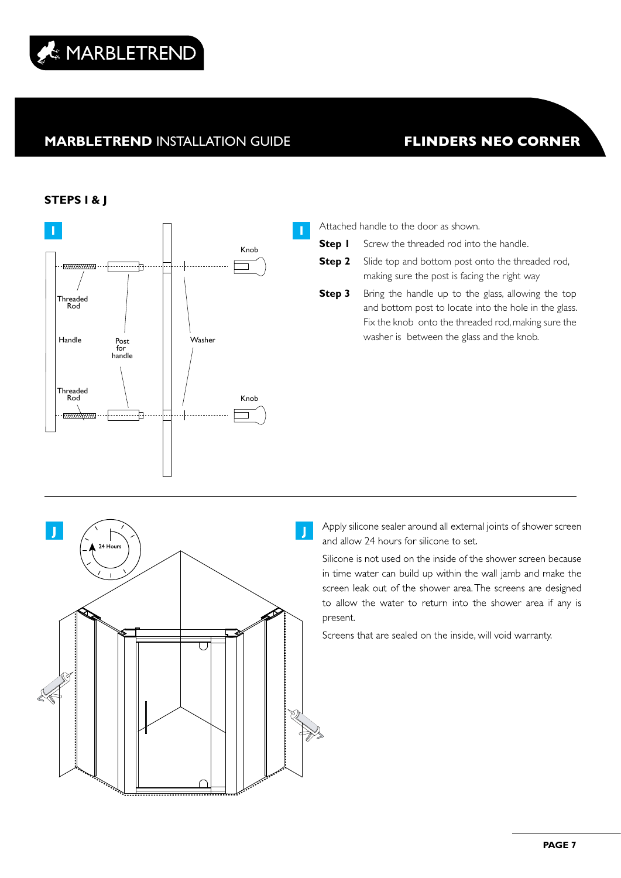## STEPS I & J

**I**

Attached handle to the door as shown.

**Step 1** Screw the threaded rod into the handle.

**Step 2** Slide top and bottom post onto the threaded rod, making sure the post is facing the right way

**Step 3** Bring the handle up to the glass, allowing the top and bottom post to locate into the hole in the glass. Fix the knob onto the threaded rod, making sure the washer is between the glass and the knob.

**J**

Apply silicone sealer around all external joints of shower screen and allow 24 hours for silicone to set.

Silicone is not used on the inside of the shower screen because in time water can build up within the wall jamb and make the screen leak out of the shower area. The screens are designed to allow the water to return into the shower area if any is present.

Screens that are sealed on the inside, will void warranty.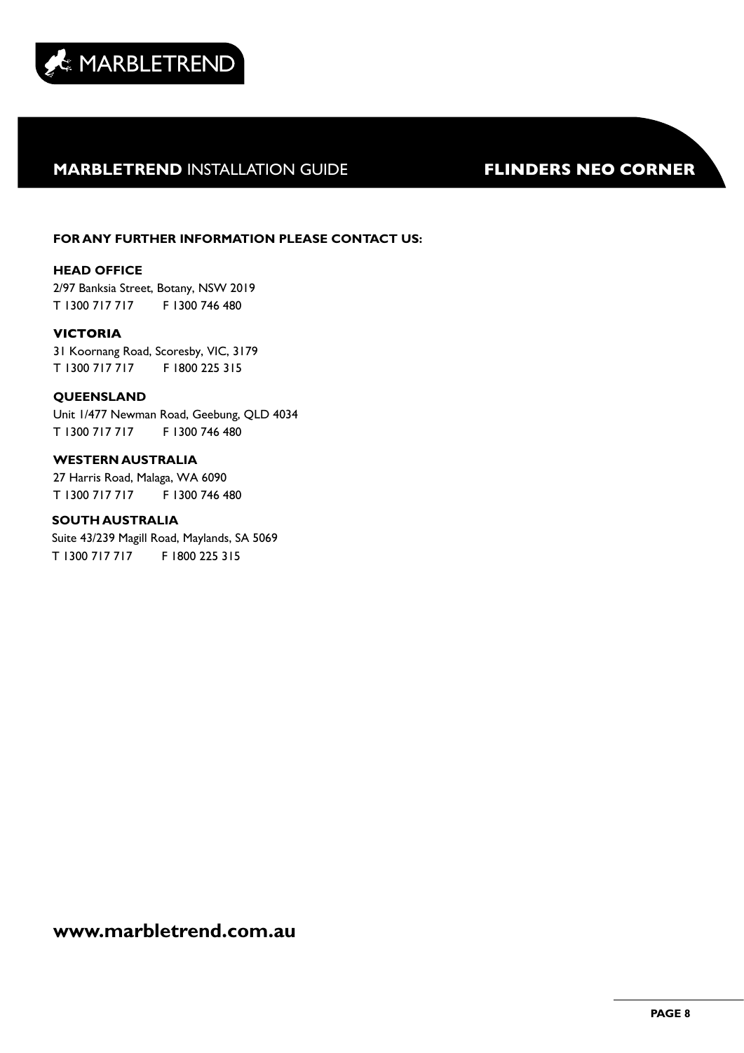**FOR ANY FURTHER INFORMATION PLEASE CONTACT US:**

**HEAD OFFICE**
2/97 Banksia Street, Botany, NSW 2019
T 1300 717 717 F 1300 746 480

**VICTORIA**
31 Koornang Road, Scoresby, VIC, 3179
T 1300 717 717 F 1800 225 315

**QUEENSLAND**
Unit 1/477 Newman Road, Geebung, QLD 4034
T 1300 717 717 F 1300 746 480

**WESTERN AUSTRALIA**
27 Harris Road, Malaga, WA 6090
T 1300 717 717 F 1300 746 480

**SOUTH AUSTRALIA**
Suite 43/239 Magill Road, Maylands, SA 5069
T 1300 717 717 F 1800 225 315

## www.marbletrend.com.au